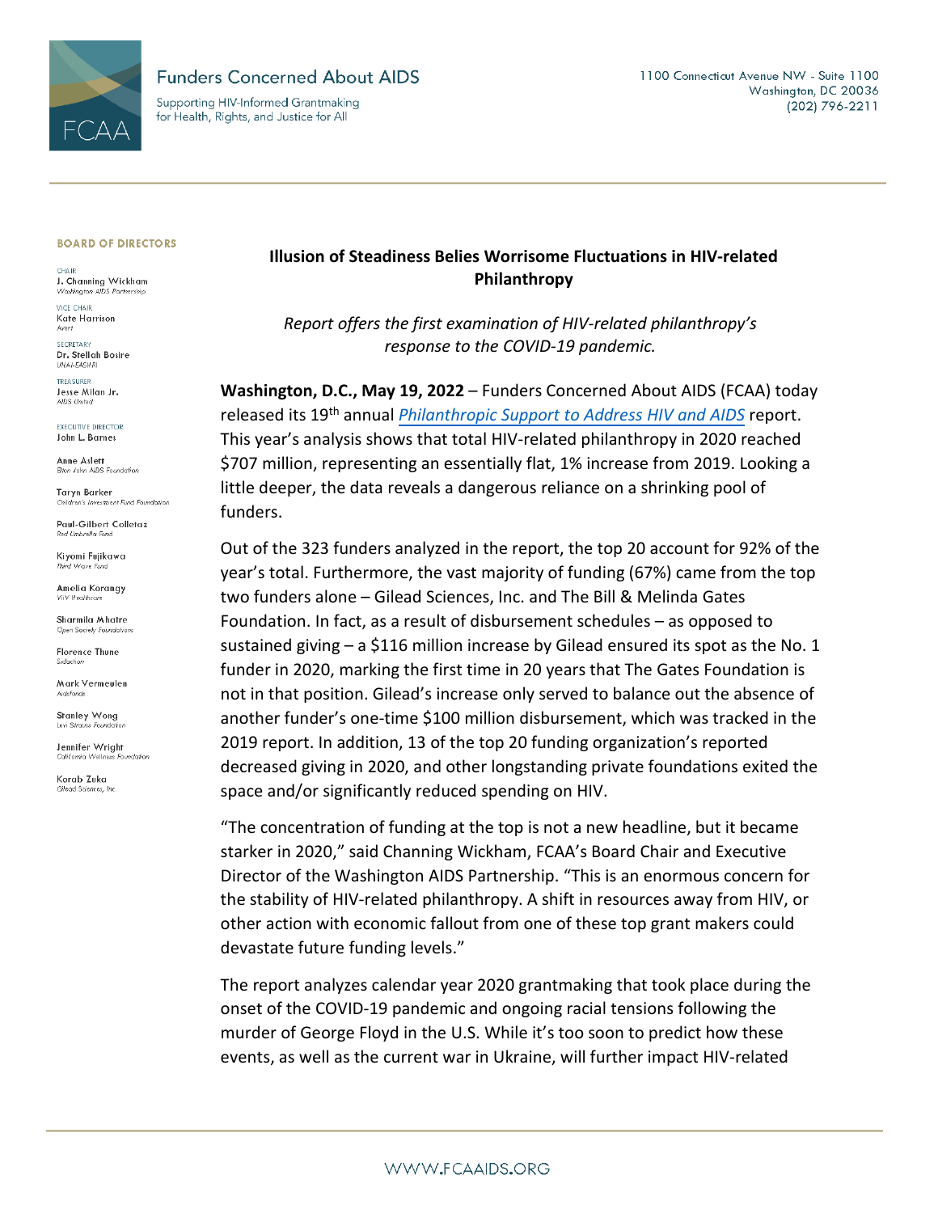# Funders Concerned About AIDS

Supporting HIV-Informed Grantmaking for Health, Rights, and Justice for All

1100 Connecticut Avenue NW - Suite 1100
Washington, DC 20036
(202) 796-2211

**BOARD OF DIRECTORS**

CHAIR
J. Channing Wickham
*Washington AIDS Partnership*

VICE CHAIR
Kate Harrison
*Avert*

SECRETARY
Dr. Stellah Bosire
*UHAI-EASHRI*

TREASURER
Jesse Milan Jr.
*AIDS United*

EXECUTIVE DIRECTOR
John L. Barnes

Anne Aslett
*Elton John AIDS Foundation*

Taryn Barker
*Children's Investment Fund Foundation*

Paul-Gilbert Colletaz
*Red Umbrella Fund*

Kiyomi Fujikawa
*Third Wave Fund*

Amelia Korangy
*ViiV Healthcare*

Sharmila Mhatre
*Open Society Foundations*

Florence Thune
*Sidaction*

Mark Vermeulen
*Aidsfonds*

Stanley Wong
*Levi Strauss Foundation*

Jennifer Wright
*California Wellness Foundation*

Korab Zuka
*Gilead Sciences, Inc.*

## Illusion of Steadiness Belies Worrisome Fluctuations in HIV-related Philanthropy

*Report offers the first examination of HIV-related philanthropy's response to the COVID-19 pandemic.*

**Washington, D.C., May 19, 2022** – Funders Concerned About AIDS (FCAA) today released its 19th annual *Philanthropic Support to Address HIV and AIDS* report. This year's analysis shows that total HIV-related philanthropy in 2020 reached $707 million, representing an essentially flat, 1% increase from 2019. Looking a little deeper, the data reveals a dangerous reliance on a shrinking pool of funders.

Out of the 323 funders analyzed in the report, the top 20 account for 92% of the year's total. Furthermore, the vast majority of funding (67%) came from the top two funders alone – Gilead Sciences, Inc. and The Bill & Melinda Gates Foundation. In fact, as a result of disbursement schedules – as opposed to sustained giving – a $116 million increase by Gilead ensured its spot as the No. 1 funder in 2020, marking the first time in 20 years that The Gates Foundation is not in that position. Gilead's increase only served to balance out the absence of another funder's one-time $100 million disbursement, which was tracked in the 2019 report. In addition, 13 of the top 20 funding organization's reported decreased giving in 2020, and other longstanding private foundations exited the space and/or significantly reduced spending on HIV.

"The concentration of funding at the top is not a new headline, but it became starker in 2020," said Channing Wickham, FCAA's Board Chair and Executive Director of the Washington AIDS Partnership. "This is an enormous concern for the stability of HIV-related philanthropy. A shift in resources away from HIV, or other action with economic fallout from one of these top grant makers could devastate future funding levels."

The report analyzes calendar year 2020 grantmaking that took place during the onset of the COVID-19 pandemic and ongoing racial tensions following the murder of George Floyd in the U.S. While it's too soon to predict how these events, as well as the current war in Ukraine, will further impact HIV-related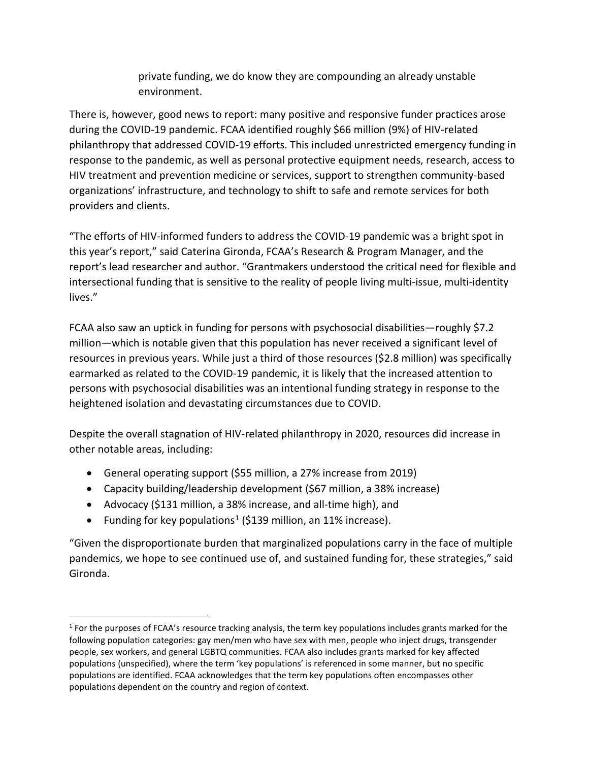private funding, we do know they are compounding an already unstable environment.

There is, however, good news to report: many positive and responsive funder practices arose during the COVID-19 pandemic. FCAA identified roughly $66 million (9%) of HIV-related philanthropy that addressed COVID-19 efforts. This included unrestricted emergency funding in response to the pandemic, as well as personal protective equipment needs, research, access to HIV treatment and prevention medicine or services, support to strengthen community-based organizations' infrastructure, and technology to shift to safe and remote services for both providers and clients.

"The efforts of HIV-informed funders to address the COVID-19 pandemic was a bright spot in this year's report," said Caterina Gironda, FCAA's Research & Program Manager, and the report's lead researcher and author. "Grantmakers understood the critical need for flexible and intersectional funding that is sensitive to the reality of people living multi-issue, multi-identity lives."

FCAA also saw an uptick in funding for persons with psychosocial disabilities—roughly $7.2 million—which is notable given that this population has never received a significant level of resources in previous years. While just a third of those resources ($2.8 million) was specifically earmarked as related to the COVID-19 pandemic, it is likely that the increased attention to persons with psychosocial disabilities was an intentional funding strategy in response to the heightened isolation and devastating circumstances due to COVID.

Despite the overall stagnation of HIV-related philanthropy in 2020, resources did increase in other notable areas, including:

- General operating support ($55 million, a 27% increase from 2019)
- Capacity building/leadership development ($67 million, a 38% increase)
- Advocacy ($131 million, a 38% increase, and all-time high), and
- Funding for key populations[1] ($139 million, an 11% increase).

"Given the disproportionate burden that marginalized populations carry in the face of multiple pandemics, we hope to see continued use of, and sustained funding for, these strategies," said Gironda.

[1] For the purposes of FCAA's resource tracking analysis, the term key populations includes grants marked for the following population categories: gay men/men who have sex with men, people who inject drugs, transgender people, sex workers, and general LGBTQ communities. FCAA also includes grants marked for key affected populations (unspecified), where the term 'key populations' is referenced in some manner, but no specific populations are identified. FCAA acknowledges that the term key populations often encompasses other populations dependent on the country and region of context.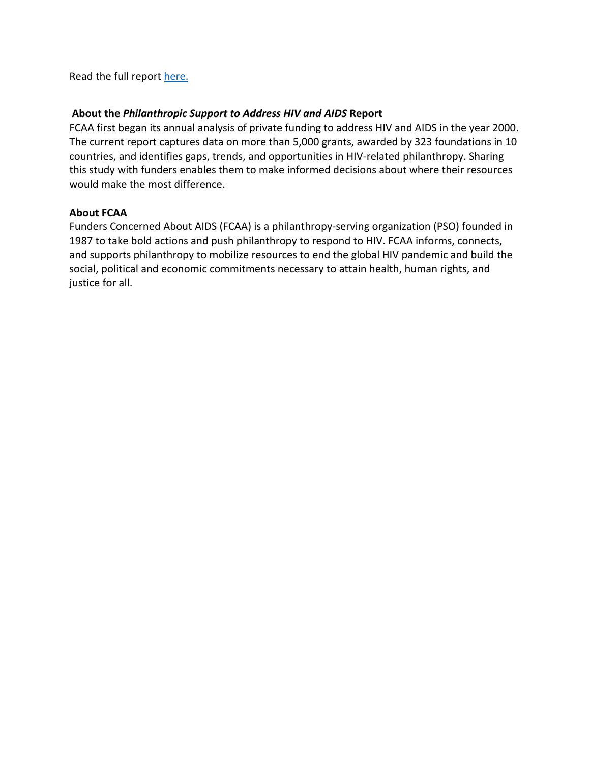Read the full report here.

**About the *Philanthropic Support to Address HIV and AIDS* Report**

FCAA first began its annual analysis of private funding to address HIV and AIDS in the year 2000. The current report captures data on more than 5,000 grants, awarded by 323 foundations in 10 countries, and identifies gaps, trends, and opportunities in HIV-related philanthropy. Sharing this study with funders enables them to make informed decisions about where their resources would make the most difference.

**About FCAA**

Funders Concerned About AIDS (FCAA) is a philanthropy-serving organization (PSO) founded in 1987 to take bold actions and push philanthropy to respond to HIV. FCAA informs, connects, and supports philanthropy to mobilize resources to end the global HIV pandemic and build the social, political and economic commitments necessary to attain health, human rights, and justice for all.